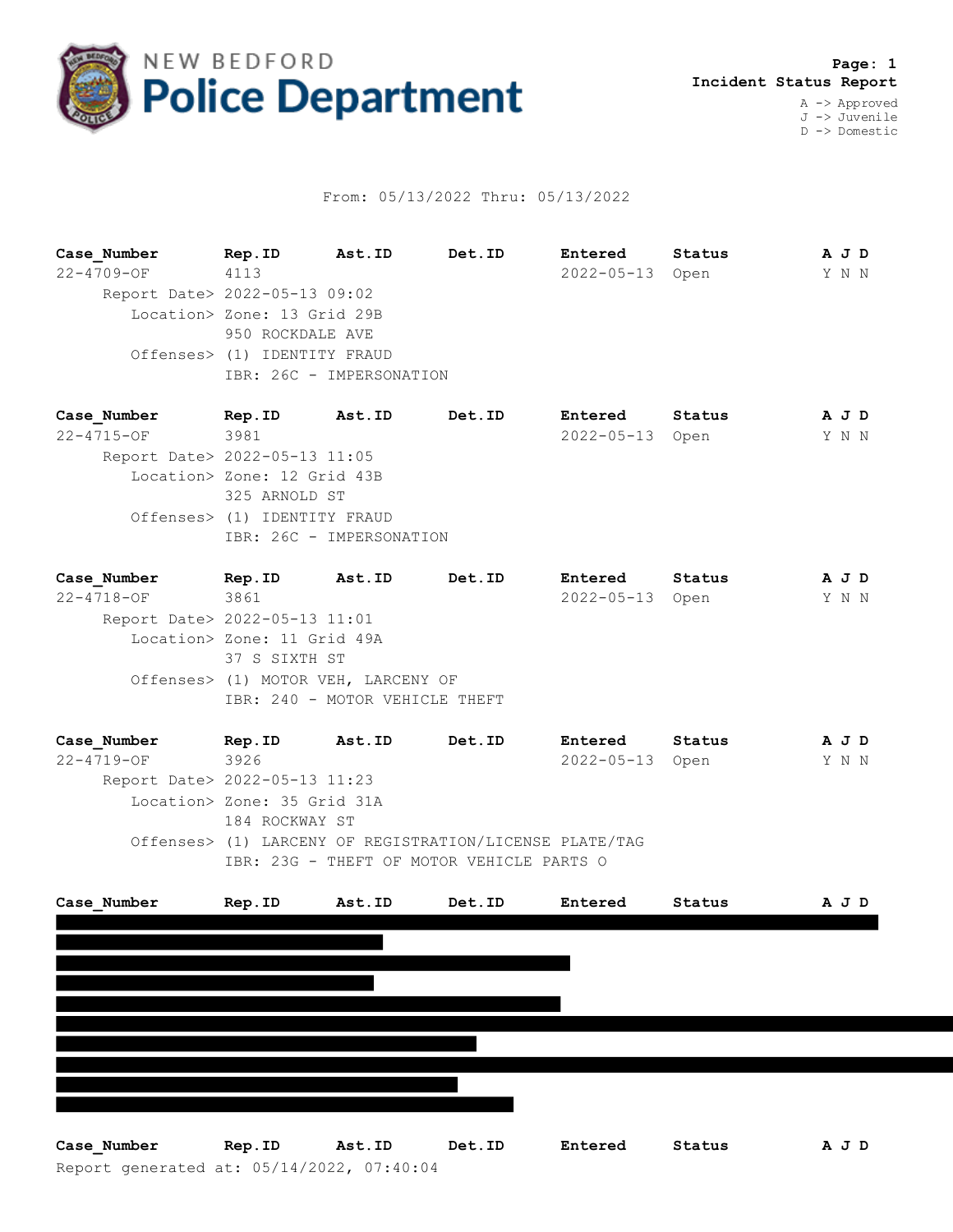# NEW BEDFORD Police Department

**Page: 1**
**Incident Status Report**

A -> Approved
J -> Juvenile
D -> Domestic

From: 05/13/2022 Thru: 05/13/2022

| Case_Number | Rep.ID | Ast.ID | Det.ID | Entered | Status | A J D |
|---|---|---|---|---|---|---|
| 22-4709-OF | 4113 | | | 2022-05-13 | Open | Y N N |

Report Date> 2022-05-13 09:02
Location> Zone: 13 Grid 29B
950 ROCKDALE AVE
Offenses> (1) IDENTITY FRAUD
IBR: 26C - IMPERSONATION

| Case_Number | Rep.ID | Ast.ID | Det.ID | Entered | Status | A J D |
|---|---|---|---|---|---|---|
| 22-4715-OF | 3981 | | | 2022-05-13 | Open | Y N N |

Report Date> 2022-05-13 11:05
Location> Zone: 12 Grid 43B
325 ARNOLD ST
Offenses> (1) IDENTITY FRAUD
IBR: 26C - IMPERSONATION

| Case_Number | Rep.ID | Ast.ID | Det.ID | Entered | Status | A J D |
|---|---|---|---|---|---|---|
| 22-4718-OF | 3861 | | | 2022-05-13 | Open | Y N N |

Report Date> 2022-05-13 11:01
Location> Zone: 11 Grid 49A
37 S SIXTH ST
Offenses> (1) MOTOR VEH, LARCENY OF
IBR: 240 - MOTOR VEHICLE THEFT

| Case_Number | Rep.ID | Ast.ID | Det.ID | Entered | Status | A J D |
|---|---|---|---|---|---|---|
| 22-4719-OF | 3926 | | | 2022-05-13 | Open | Y N N |

Report Date> 2022-05-13 11:23
Location> Zone: 35 Grid 31A
184 ROCKWAY ST
Offenses> (1) LARCENY OF REGISTRATION/LICENSE PLATE/TAG
IBR: 23G - THEFT OF MOTOR VEHICLE PARTS O

| Case_Number | Rep.ID | Ast.ID | Det.ID | Entered | Status | A J D |
|---|---|---|---|---|---|---|

| Case_Number | Rep.ID | Ast.ID | Det.ID | Entered | Status | A J D |
|---|---|---|---|---|---|---|

Report generated at: 05/14/2022, 07:40:04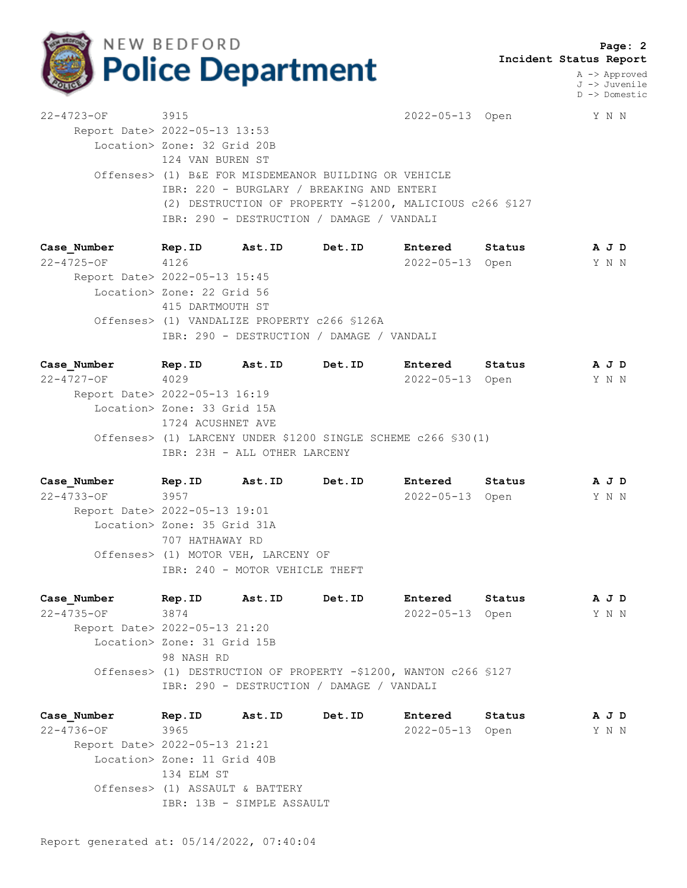**Incident Status Report**

A -> Approved
J -> Juvenile
D -> Domestic

| Case_Number | Rep.ID | Ast.ID | Det.ID | Entered | Status | A J D |
|---|---|---|---|---|---|---|
| 22-4723-OF | 3915 | | | 2022-05-13 | Open | Y N N |

Report Date> 2022-05-13 13:53
Location> Zone: 32 Grid 20B
124 VAN BUREN ST
Offenses> (1) B&E FOR MISDEMEANOR BUILDING OR VEHICLE
IBR: 220 - BURGLARY / BREAKING AND ENTERI
(2) DESTRUCTION OF PROPERTY -$1200, MALICIOUS c266 §127
IBR: 290 - DESTRUCTION / DAMAGE / VANDALI

| Case_Number | Rep.ID | Ast.ID | Det.ID | Entered | Status | A J D |
|---|---|---|---|---|---|---|
| 22-4725-OF | 4126 | | | 2022-05-13 | Open | Y N N |

Report Date> 2022-05-13 15:45
Location> Zone: 22 Grid 56
415 DARTMOUTH ST
Offenses> (1) VANDALIZE PROPERTY c266 §126A
IBR: 290 - DESTRUCTION / DAMAGE / VANDALI

| Case_Number | Rep.ID | Ast.ID | Det.ID | Entered | Status | A J D |
|---|---|---|---|---|---|---|
| 22-4727-OF | 4029 | | | 2022-05-13 | Open | Y N N |

Report Date> 2022-05-13 16:19
Location> Zone: 33 Grid 15A
1724 ACUSHNET AVE
Offenses> (1) LARCENY UNDER $1200 SINGLE SCHEME c266 §30(1)
IBR: 23H - ALL OTHER LARCENY

| Case_Number | Rep.ID | Ast.ID | Det.ID | Entered | Status | A J D |
|---|---|---|---|---|---|---|
| 22-4733-OF | 3957 | | | 2022-05-13 | Open | Y N N |

Report Date> 2022-05-13 19:01
Location> Zone: 35 Grid 31A
707 HATHAWAY RD
Offenses> (1) MOTOR VEH, LARCENY OF
IBR: 240 - MOTOR VEHICLE THEFT

| Case_Number | Rep.ID | Ast.ID | Det.ID | Entered | Status | A J D |
|---|---|---|---|---|---|---|
| 22-4735-OF | 3874 | | | 2022-05-13 | Open | Y N N |

Report Date> 2022-05-13 21:20
Location> Zone: 31 Grid 15B
98 NASH RD
Offenses> (1) DESTRUCTION OF PROPERTY -$1200, WANTON c266 §127
IBR: 290 - DESTRUCTION / DAMAGE / VANDALI

| Case_Number | Rep.ID | Ast.ID | Det.ID | Entered | Status | A J D |
|---|---|---|---|---|---|---|
| 22-4736-OF | 3965 | | | 2022-05-13 | Open | Y N N |

Report Date> 2022-05-13 21:21
Location> Zone: 11 Grid 40B
134 ELM ST
Offenses> (1) ASSAULT & BATTERY
IBR: 13B - SIMPLE ASSAULT

Report generated at: 05/14/2022, 07:40:04